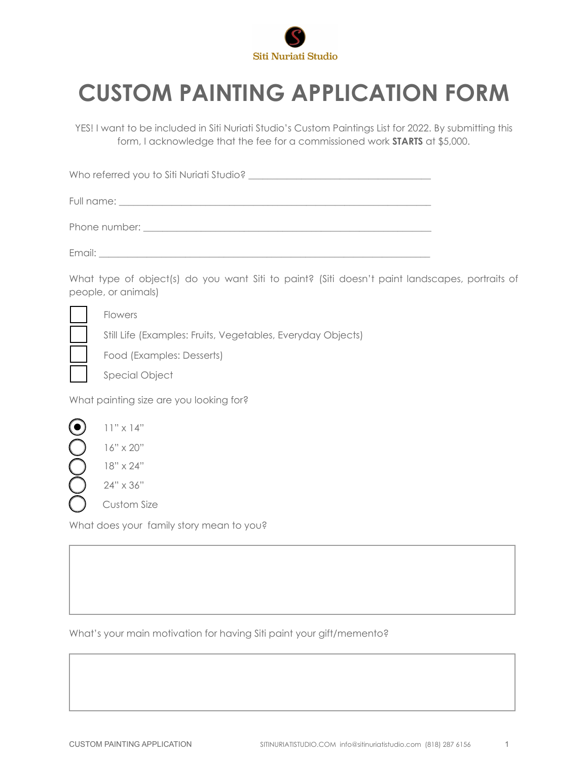Siti Nuriati Studio

# CUSTOM PAINTING APPLICATION FORM

YES! I want to be included in Siti Nuriati Studio's Custom Paintings List for 2022. By submitting this form, I acknowledge that the fee for a commissioned work **STARTS** at $5,000.

Who referred you to Siti Nuriati Studio? ____________________________________

Full name: ____________________________________________________________

Phone number: ________________________________________________________

Email: _______________________________________________________________

What type of object(s) do you want Siti to paint? (Siti doesn't paint landscapes, portraits of people, or animals)

- ☐ Flowers
- ☐ Still Life (Examples: Fruits, Vegetables, Everyday Objects)
- ☐ Food (Examples: Desserts)
- ☐ Special Object

What painting size are you looking for?

- ◉ 11" x 14"
- ○ 16" x 20"
- ○ 18" x 24"
- ○ 24" x 36"
- ○ Custom Size

What does your family story mean to you?

What's your main motivation for having Siti paint your gift/memento?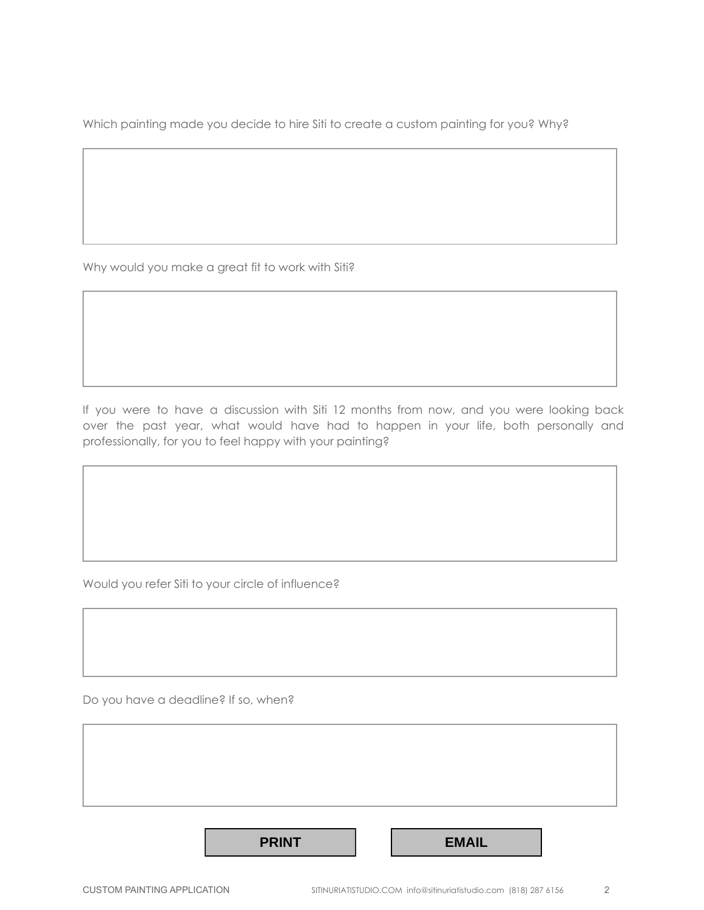Which painting made you decide to hire Siti to create a custom painting for you? Why?

Why would you make a great fit to work with Siti?

If you were to have a discussion with Siti 12 months from now, and you were looking back over the past year, what would have had to happen in your life, both personally and professionally, for you to feel happy with your painting?

Would you refer Siti to your circle of influence?

Do you have a deadline? If so, when?

PRINT | EMAIL